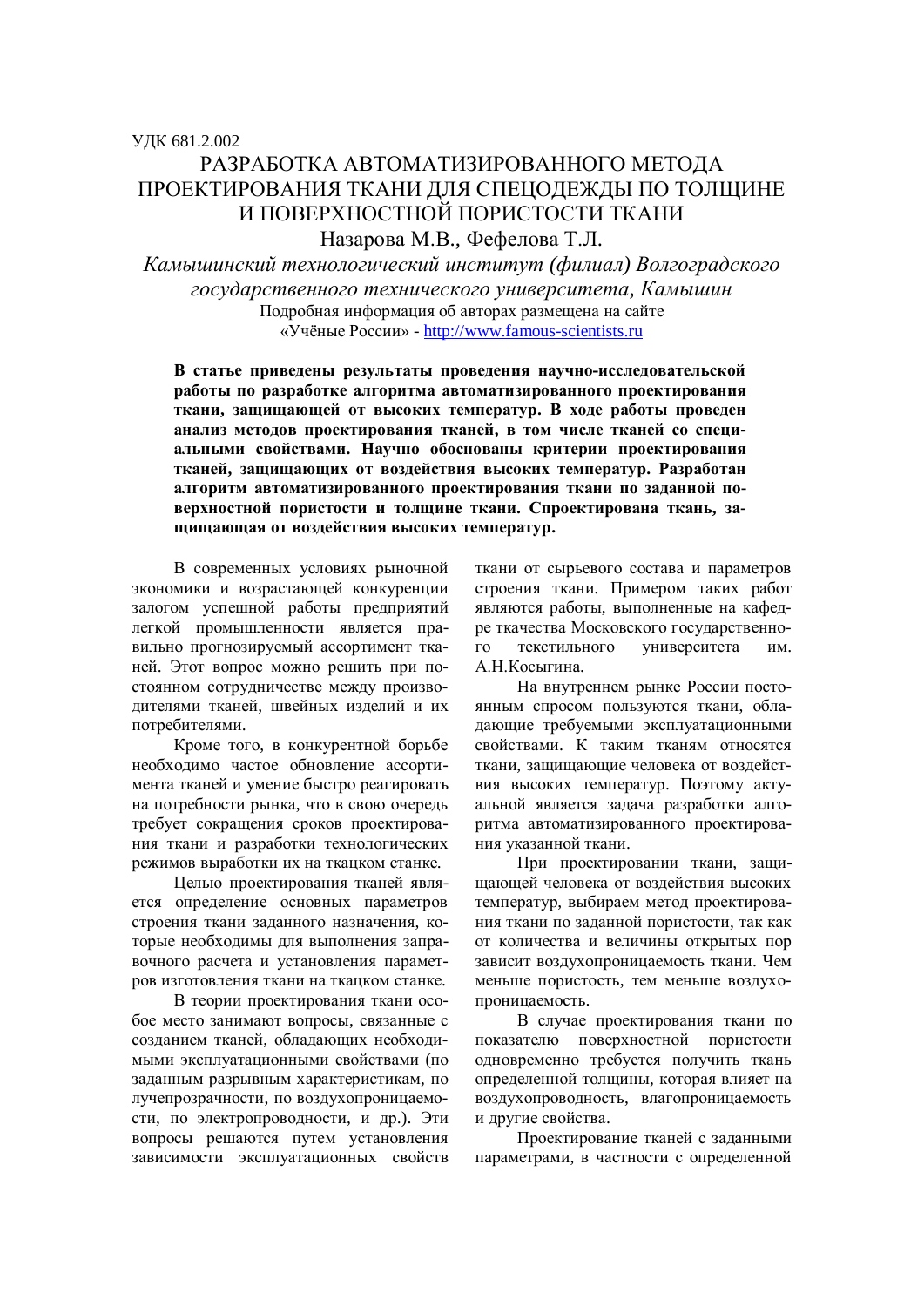УДК 681.2.002

# РАЗРАБОТКА АВТОМАТИЗИРОВАННОГО МЕТОДА ПРОЕКТИРОВАНИЯ ТКАНИ ДЛЯ СПЕЦОДЕЖДЫ ПО ТОЛЩИНЕ И ПОВЕРХНОСТНОЙ ПОРИСТОСТИ ТКАНИ

Назарова М.В., Фефелова Т.Л.

*Камышинский технологический институт (филиал) Волгоградского государственного технического университета, Камышин*

Подробная информация об авторах размещена на сайте «Учёные России» - http://www.famous-scientists.ru

**В статье приведены результаты проведения научно-исследовательской работы по разработке алгоритма автоматизированного проектирования ткани, защищающей от высоких температур. В ходе работы проведен анализ методов проектирования тканей, в том числе тканей со специальными свойствами. Научно обоснованы критерии проектирования тканей, защищающих от воздействия высоких температур. Разработан алгоритм автоматизированного проектирования ткани по заданной поверхностной пористости и толщине ткани. Спроектирована ткань, защищающая от воздействия высоких температур.**

В современных условиях рыночной экономики и возрастающей конкуренции залогом успешной работы предприятий легкой промышленности является правильно прогнозируемый ассортимент тканей. Этот вопрос можно решить при постоянном сотрудничестве между производителями тканей, швейных изделий и их потребителями.

Кроме того, в конкурентной борьбе необходимо частое обновление ассортимента тканей и умение быстро реагировать на потребности рынка, что в свою очередь требует сокращения сроков проектирования ткани и разработки технологических режимов выработки их на ткацком станке.

Целью проектирования тканей является определение основных параметров строения ткани заданного назначения, которые необходимы для выполнения заправочного расчета и установления параметров изготовления ткани на ткацком станке.

В теории проектирования ткани особое место занимают вопросы, связанные с созданием тканей, обладающих необходимыми эксплуатационными свойствами (по заданным разрывным характеристикам, по лучепрозрачности, по воздухопроницаемости, по электропроводности, и др.). Эти вопросы решаются путем установления зависимости эксплуатационных свойств ткани от сырьевого состава и параметров строения ткани. Примером таких работ являются работы, выполненные на кафедре ткачества Московского государственного текстильного университета им. А.Н.Косыгина.

На внутреннем рынке России постоянным спросом пользуются ткани, обладающие требуемыми эксплуатационными свойствами. К таким тканям относятся ткани, защищающие человека от воздействия высоких температур. Поэтому актуальной является задача разработки алгоритма автоматизированного проектирования указанной ткани.

При проектировании ткани, защищающей человека от воздействия высоких температур, выбираем метод проектирования ткани по заданной пористости, так как от количества и величины открытых пор зависит воздухопроницаемость ткани. Чем меньше пористость, тем меньше воздухопроницаемость.

В случае проектирования ткани по показателю поверхностной пористости одновременно требуется получить ткань определенной толщины, которая влияет на воздухопроводность, влагопроницаемость и другие свойства.

Проектирование тканей с заданными параметрами, в частности с определенной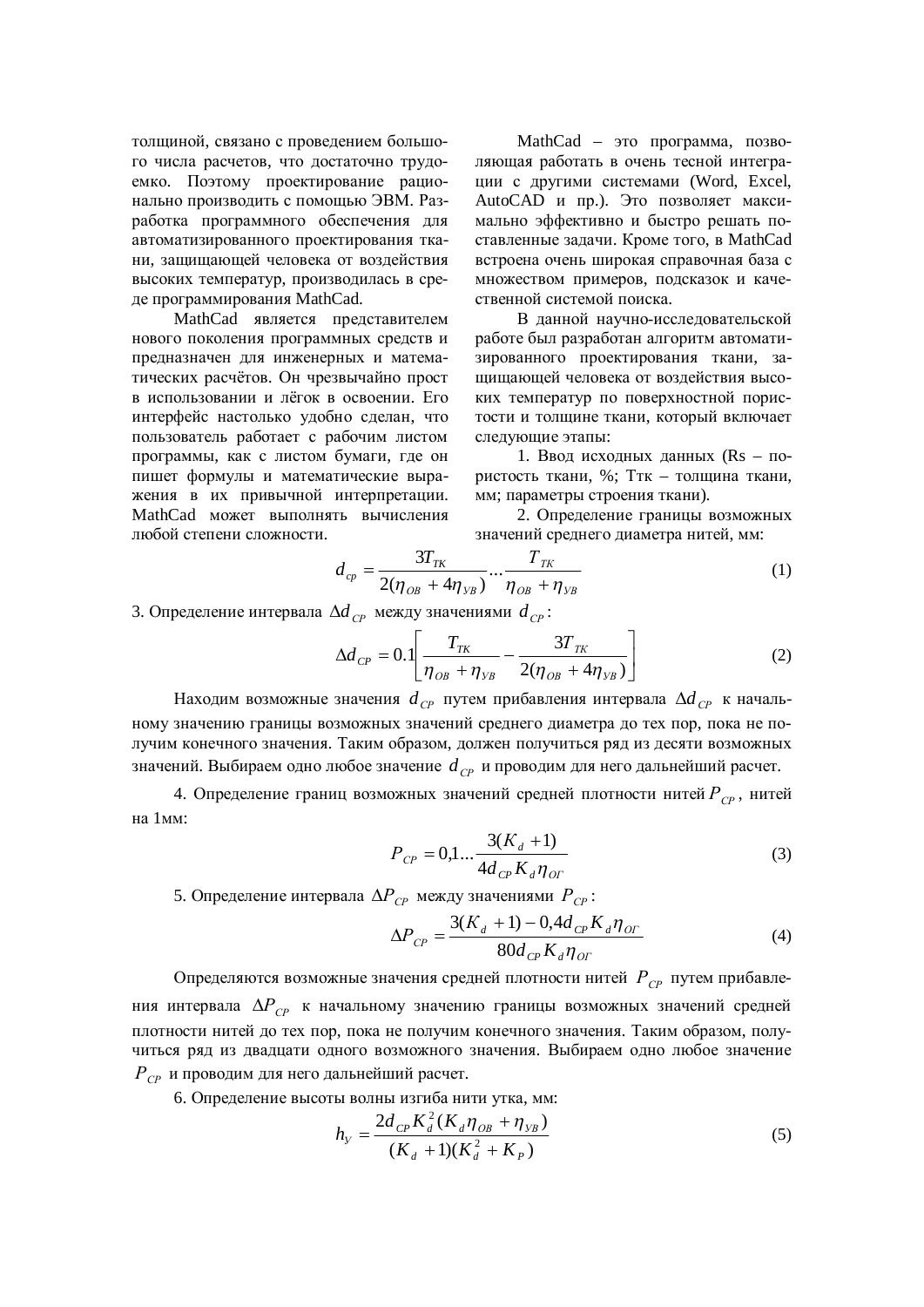толщиной, связано с проведением большого числа расчетов, что достаточно трудоемко. Поэтому проектирование рационально производить с помощью ЭВМ. Разработка программного обеспечения для автоматизированного проектирования ткани, защищающей человека от воздействия высоких температур, производилась в среде программирования MathCad.

MathCad является представителем нового поколения программных средств и предназначен для инженерных и математических расчётов. Он чрезвычайно прост в использовании и лёгок в освоении. Его интерфейс настолько удобно сделан, что пользователь работает с рабочим листом программы, как с листом бумаги, где он пишет формулы и математические выражения в их привычной интерпретации. MathCad может выполнять вычисления любой степени сложности.

MathCad – это программа, позволяющая работать в очень тесной интеграции с другими системами (Word, Excel, AutoCAD и пр.). Это позволяет максимально эффективно и быстро решать поставленные задачи. Кроме того, в MathCad встроена очень широкая справочная база с множеством примеров, подсказок и качественной системой поиска.

В данной научно-исследовательской работе был разработан алгоритм автоматизированного проектирования ткани, защищающей человека от воздействия высоких температур по поверхностной пористости и толщине ткани, который включает следующие этапы:

1. Ввод исходных данных (Rs – пористость ткани, %; Tтк – толщина ткани, мм; параметры строения ткани).

2. Определение границы возможных значений среднего диаметра нитей, мм:

$$d_{cp} = \frac{3T_{TK}}{2(\eta_{OB} + 4\eta_{YB})} ... \frac{T_{TK}}{\eta_{OB} + \eta_{YB}} \tag{1}$$

3. Определение интервала $\Delta d_{CP}$ между значениями $d_{CP}$:

$$\Delta d_{CP} = 0.1\left[\frac{T_{TK}}{\eta_{OB} + \eta_{YB}} - \frac{3T_{TK}}{2(\eta_{OB} + 4\eta_{YB})}\right] \tag{2}$$

Находим возможные значения $d_{CP}$ путем прибавления интервала $\Delta d_{CP}$ к начальному значению границы возможных значений среднего диаметра до тех пор, пока не получим конечного значения. Таким образом, должен получиться ряд из десяти возможных значений. Выбираем одно любое значение $d_{CP}$ и проводим для него дальнейший расчет.

4. Определение границ возможных значений средней плотности нитей $P_{CP}$, нитей на 1мм:

$$P_{CP} = 0{,}1 ... \frac{3(K_d + 1)}{4d_{CP} K_d \eta_{OГ}} \tag{3}$$

5. Определение интервала $\Delta P_{CP}$ между значениями $P_{CP}$:

$$\Delta P_{CP} = \frac{3(K_d + 1) - 0{,}4 d_{CP} K_d \eta_{OГ}}{80 d_{CP} K_d \eta_{OГ}} \tag{4}$$

Определяются возможные значения средней плотности нитей $P_{CP}$ путем прибавления интервала $\Delta P_{CP}$ к начальному значению границы возможных значений средней плотности нитей до тех пор, пока не получим конечного значения. Таким образом, получиться ряд из двадцати одного возможного значения. Выбираем одно любое значение $P_{CP}$ и проводим для него дальнейший расчет.

6. Определение высоты волны изгиба нити утка, мм:

$$h_У = \frac{2d_{CP} K_d^2 (K_d \eta_{OB} + \eta_{YB})}{(K_d + 1)(K_d^2 + K_P)} \tag{5}$$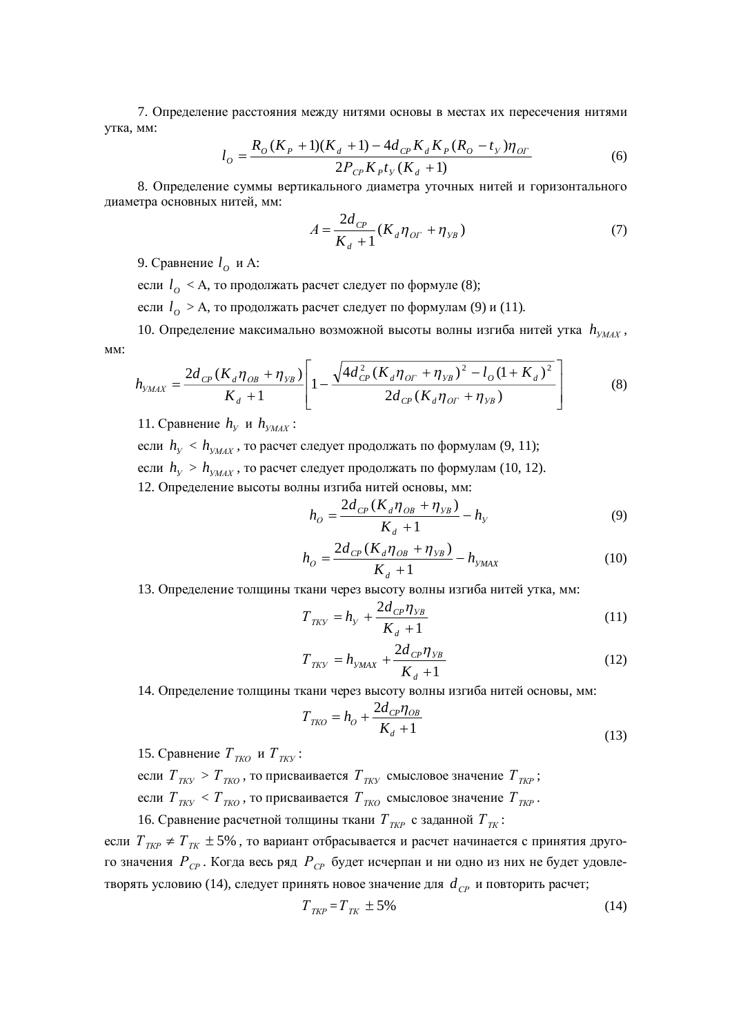7. Определение расстояния между нитями основы в местах их пересечения нитями утка, мм:

$$l_O = \frac{R_O(K_P+1)(K_d+1) - 4d_{CP}K_dK_P(R_O - t_У)\eta_{OГ}}{2P_{CP}K_Pt_У(K_d+1)} \tag{6}$$

8. Определение суммы вертикального диаметра уточных нитей и горизонтального диаметра основных нитей, мм:

$$A = \frac{2d_{CP}}{K_d+1}(K_d\eta_{OГ} + \eta_{УВ}) \tag{7}$$

9. Сравнение $l_O$ и А:

если $l_O$ < А, то продолжать расчет следует по формуле (8);

если $l_O$ > А, то продолжать расчет следует по формулам (9) и (11).

10. Определение максимально возможной высоты волны изгиба нитей утка $h_{УMAX}$, мм:

$$h_{УMAX} = \frac{2d_{CP}(K_d\eta_{OB} + \eta_{УВ})}{K_d+1}\left[1 - \frac{\sqrt{4d_{CP}^2(K_d\eta_{OГ} + \eta_{УВ})^2 - l_O(1+K_d)^2}}{2d_{CP}(K_d\eta_{OГ} + \eta_{УВ})}\right] \tag{8}$$

11. Сравнение $h_У$ и $h_{УMAX}$:

если $h_У < h_{УMAX}$, то расчет следует продолжать по формулам (9, 11);

если $h_У > h_{УMAX}$, то расчет следует продолжать по формулам (10, 12).

12. Определение высоты волны изгиба нитей основы, мм:

$$h_O = \frac{2d_{CP}(K_d\eta_{OB} + \eta_{УВ})}{K_d+1} - h_У \tag{9}$$

$$h_O = \frac{2d_{CP}(K_d\eta_{OB} + \eta_{УВ})}{K_d+1} - h_{УMAX} \tag{10}$$

13. Определение толщины ткани через высоту волны изгиба нитей утка, мм:

$$T_{ТКУ} = h_У + \frac{2d_{CP}\eta_{УВ}}{K_d+1} \tag{11}$$

$$T_{ТКУ} = h_{УMAX} + \frac{2d_{CP}\eta_{УВ}}{K_d+1} \tag{12}$$

14. Определение толщины ткани через высоту волны изгиба нитей основы, мм:

$$T_{ТКО} = h_O + \frac{2d_{CP}\eta_{OB}}{K_d+1} \tag{13}$$

15. Сравнение $T_{ТКО}$ и $T_{ТКУ}$:

если $T_{ТКУ} > T_{ТКО}$, то присваивается $T_{ТКУ}$ смысловое значение $T_{ТКР}$;

если $T_{ТКУ} < T_{ТКО}$, то присваивается $T_{ТКО}$ смысловое значение $T_{ТКР}$.

16. Сравнение расчетной толщины ткани $T_{ТКР}$ с заданной $T_{ТК}$:

если $T_{ТКР} \neq T_{ТК} \pm 5\%$, то вариант отбрасывается и расчет начинается с принятия другого значения $P_{CP}$. Когда весь ряд $P_{CP}$ будет исчерпан и ни одно из них не будет удовлетворять условию (14), следует принять новое значение для $d_{CP}$ и повторить расчет;

$$T_{ТКР} = T_{ТК} \pm 5\% \tag{14}$$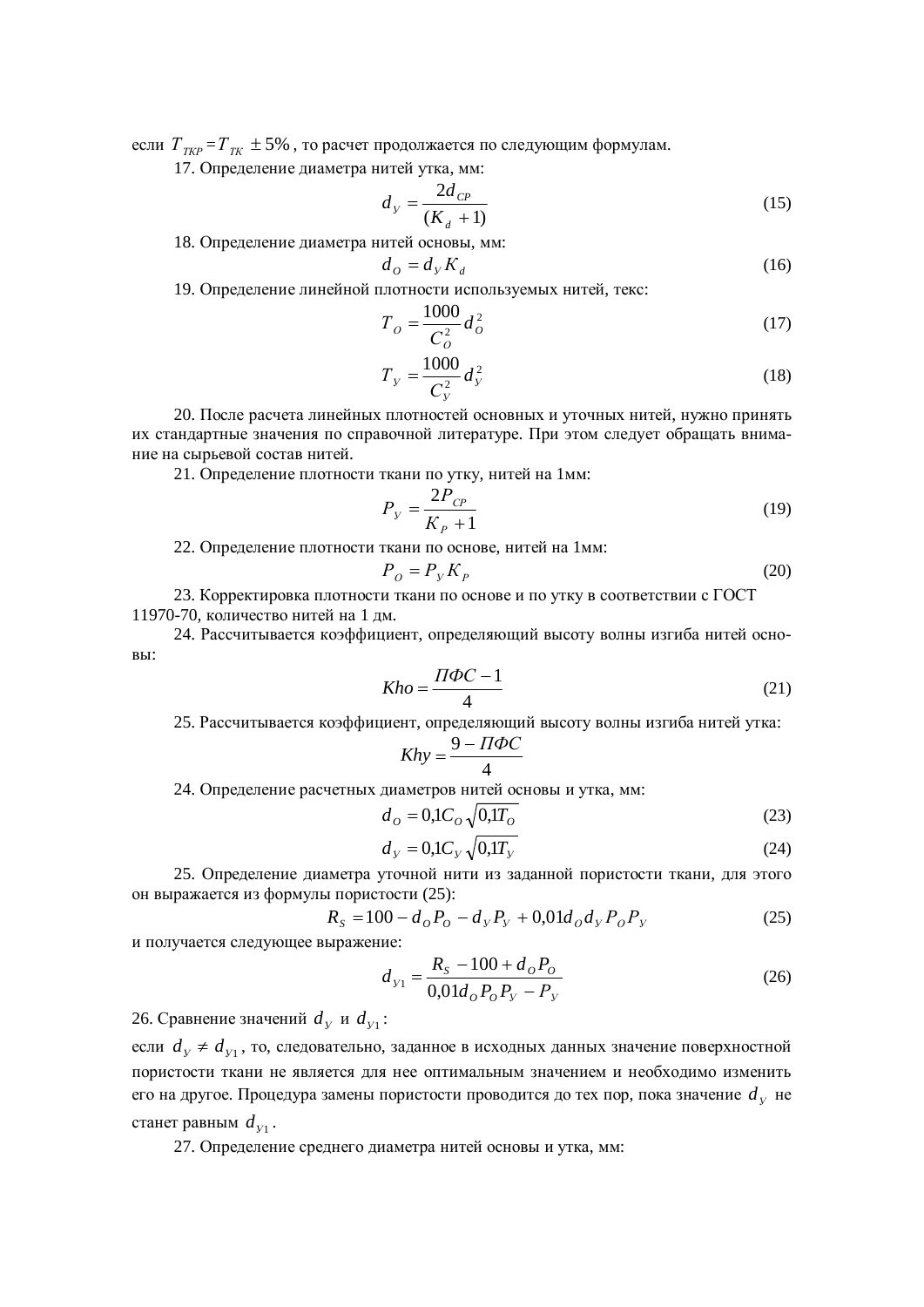если $T_{ТКР} = T_{ТК} \pm 5\%$, то расчет продолжается по следующим формулам.

17. Определение диаметра нитей утка, мм:

$$d_У = \frac{2d_{СР}}{(K_d + 1)} \tag{15}$$

18. Определение диаметра нитей основы, мм:

$$d_О = d_У K_d \tag{16}$$

19. Определение линейной плотности используемых нитей, текс:

$$T_О = \frac{1000}{C_О^2} d_О^2 \tag{17}$$

$$T_У = \frac{1000}{C_У^2} d_У^2 \tag{18}$$

20. После расчета линейных плотностей основных и уточных нитей, нужно принять их стандартные значения по справочной литературе. При этом следует обращать внимание на сырьевой состав нитей.

21. Определение плотности ткани по утку, нитей на 1мм:

$$P_У = \frac{2P_{СР}}{K_P + 1} \tag{19}$$

22. Определение плотности ткани по основе, нитей на 1мм:

$$P_О = P_У K_P \tag{20}$$

23. Корректировка плотности ткани по основе и по утку в соответствии с ГОСТ 11970-70, количество нитей на 1 дм.

24. Рассчитывается коэффициент, определяющий высоту волны изгиба нитей основы:

$$Kho = \frac{ПФС - 1}{4} \tag{21}$$

25. Рассчитывается коэффициент, определяющий высоту волны изгиба нитей утка:

$$Khy = \frac{9 - ПФС}{4}$$

24. Определение расчетных диаметров нитей основы и утка, мм:

$$d_О = 0{,}1C_О\sqrt{0{,}1T_О} \tag{23}$$

$$d_У = 0{,}1C_У\sqrt{0{,}1T_У} \tag{24}$$

25. Определение диаметра уточной нити из заданной пористости ткани, для этого он выражается из формулы пористости (25):

$$R_S = 100 - d_О P_О - d_У P_У + 0{,}01 d_О d_У P_О P_У \tag{25}$$

и получается следующее выражение:

$$d_{У1} = \frac{R_S - 100 + d_О P_О}{0{,}01 d_О P_О P_У - P_У} \tag{26}$$

26. Сравнение значений $d_У$ и $d_{У1}$:

если $d_У \neq d_{У1}$, то, следовательно, заданное в исходных данных значение поверхностной пористости ткани не является для нее оптимальным значением и необходимо изменить его на другое. Процедура замены пористости проводится до тех пор, пока значение $d_У$ не станет равным $d_{У1}$.

27. Определение среднего диаметра нитей основы и утка, мм: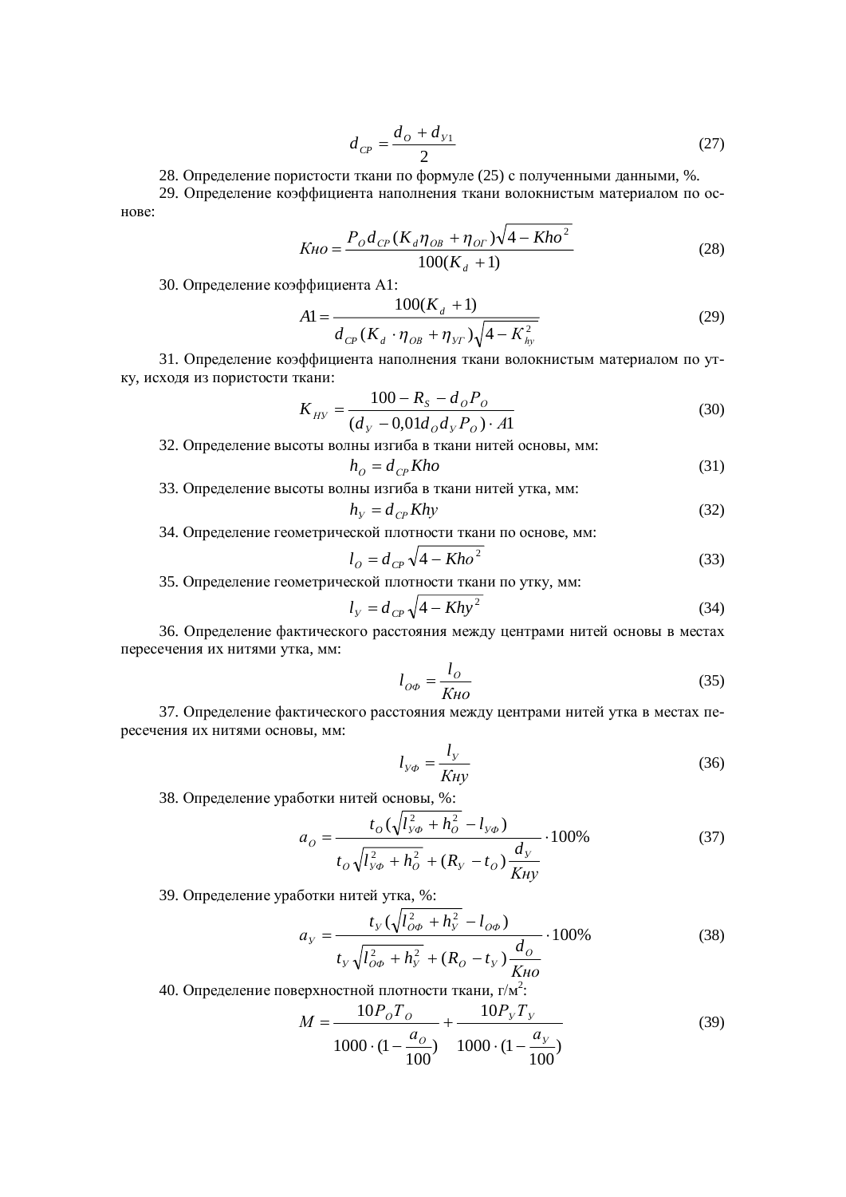$$d_{CP} = \frac{d_O + d_{У1}}{2} \tag{27}$$

28. Определение пористости ткани по формуле (25) с полученными данными, %.

29. Определение коэффициента наполнения ткани волокнистым материалом по основе:

$$Кно = \frac{P_O d_{CP} (K_d \eta_{OB} + \eta_{OГ}) \sqrt{4 - Кho^2}}{100(K_d + 1)} \tag{28}$$

30. Определение коэффициента А1:

$$A1 = \frac{100(K_d + 1)}{d_{CP} (K_d \cdot \eta_{OB} + \eta_{УГ}) \sqrt{4 - K_{hy}^2}} \tag{29}$$

31. Определение коэффициента наполнения ткани волокнистым материалом по утку, исходя из пористости ткани:

$$K_{НУ} = \frac{100 - R_S - d_O P_O}{(d_У - 0{,}01 d_O d_У P_O) \cdot A1} \tag{30}$$

32. Определение высоты волны изгиба в ткани нитей основы, мм:

$$h_O = d_{CP} Kho \tag{31}$$

33. Определение высоты волны изгиба в ткани нитей утка, мм:

$$h_У = d_{CP} Khy \tag{32}$$

34. Определение геометрической плотности ткани по основе, мм:

$$l_O = d_{CP} \sqrt{4 - Kho^2} \tag{33}$$

35. Определение геометрической плотности ткани по утку, мм:

$$l_У = d_{CP} \sqrt{4 - Khy^2} \tag{34}$$

36. Определение фактического расстояния между центрами нитей основы в местах пересечения их нитями утка, мм:

$$l_{OФ} = \frac{l_O}{Кно} \tag{35}$$

37. Определение фактического расстояния между центрами нитей утка в местах пересечения их нитями основы, мм:

$$l_{УФ} = \frac{l_У}{Кну} \tag{36}$$

38. Определение уработки нитей основы, %:

$$a_O = \frac{t_O (\sqrt{l_{УФ}^2 + h_O^2} - l_{УФ})}{t_O \sqrt{l_{УФ}^2 + h_O^2} + (R_У - t_O) \dfrac{d_У}{Кну}} \cdot 100\% \tag{37}$$

39. Определение уработки нитей утка, %:

$$a_У = \frac{t_У (\sqrt{l_{OФ}^2 + h_У^2} - l_{OФ})}{t_У \sqrt{l_{OФ}^2 + h_У^2} + (R_O - t_У) \dfrac{d_O}{Кно}} \cdot 100\% \tag{38}$$

40. Определение поверхностной плотности ткани, г/м$^2$:

$$M = \frac{10 P_O T_O}{1000 \cdot (1 - \dfrac{a_O}{100})} + \frac{10 P_У T_У}{1000 \cdot (1 - \dfrac{a_У}{100})} \tag{39}$$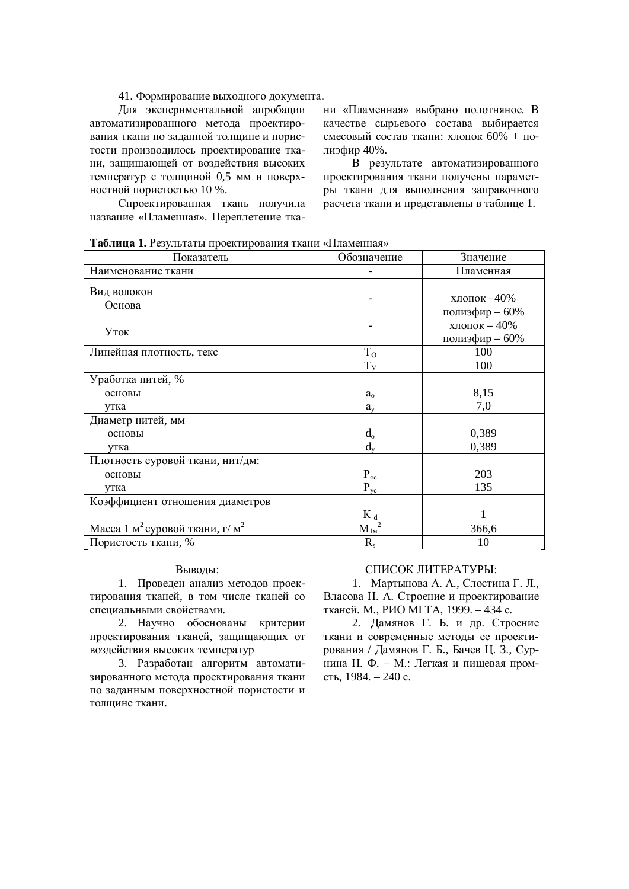41. Формирование выходного документа.

Для экспериментальной апробации автоматизированного метода проектирования ткани по заданной толщине и пористости производилось проектирование ткани, защищающей от воздействия высоких температур с толщиной 0,5 мм и поверхностной пористостью 10 %.

Спроектированная ткань получила название «Пламенная». Переплетение ткани «Пламенная» выбрано полотняное. В качестве сырьевого состава выбирается смесовый состав ткани: хлопок 60% + полиэфир 40%.

В результате автоматизированного проектирования ткани получены параметры ткани для выполнения заправочного расчета ткани и представлены в таблице 1.

**Таблица 1.** Результаты проектирования ткани «Пламенная»

| Показатель | Обозначение | Значение |
|---|---|---|
| Наименование ткани | - | Пламенная |
| Вид волокон<br>Основа<br><br>Уток | -<br><br>- | хлопок –40%<br>полиэфир – 60%<br>хлопок – 40%<br>полиэфир – 60% |
| Линейная плотность, текс | $T_О$<br>$T_У$ | 100<br>100 |
| Уработка нитей, %<br>основы<br>утка | <br>$a_о$<br>$a_у$ | <br>8,15<br>7,0 |
| Диаметр нитей, мм<br>основы<br>утка | <br>$d_о$<br>$d_у$ | <br>0,389<br>0,389 |
| Плотность суровой ткани, нит/дм:<br>основы<br>утка | <br>$P_{ос}$<br>$P_{ус}$ | <br>203<br>135 |
| Коэффициент отношения диаметров | $K_d$ | 1 |
| Масса 1 $м^2$ суровой ткани, г/ $м^2$ | $M_{1м^2}$ | 366,6 |
| Пористость ткани, % | $R_s$ | 10 |

Выводы:

1. Проведен анализ методов проектирования тканей, в том числе тканей со специальными свойствами.
2. Научно обоснованы критерии проектирования тканей, защищающих от воздействия высоких температур
3. Разработан алгоритм автоматизированного метода проектирования ткани по заданным поверхностной пористости и толщине ткани.

СПИСОК ЛИТЕРАТУРЫ:

1. Мартынова А. А., Слостина Г. Л., Власова Н. А. Строение и проектирование тканей. М., РИО МГТА, 1999. – 434 с.
2. Дамянов Г. Б. и др. Строение ткани и современные методы ее проектирования / Дамянов Г. Б., Бачев Ц. З., Сурнина Н. Ф. – М.: Легкая и пищевая промсть, 1984. – 240 с.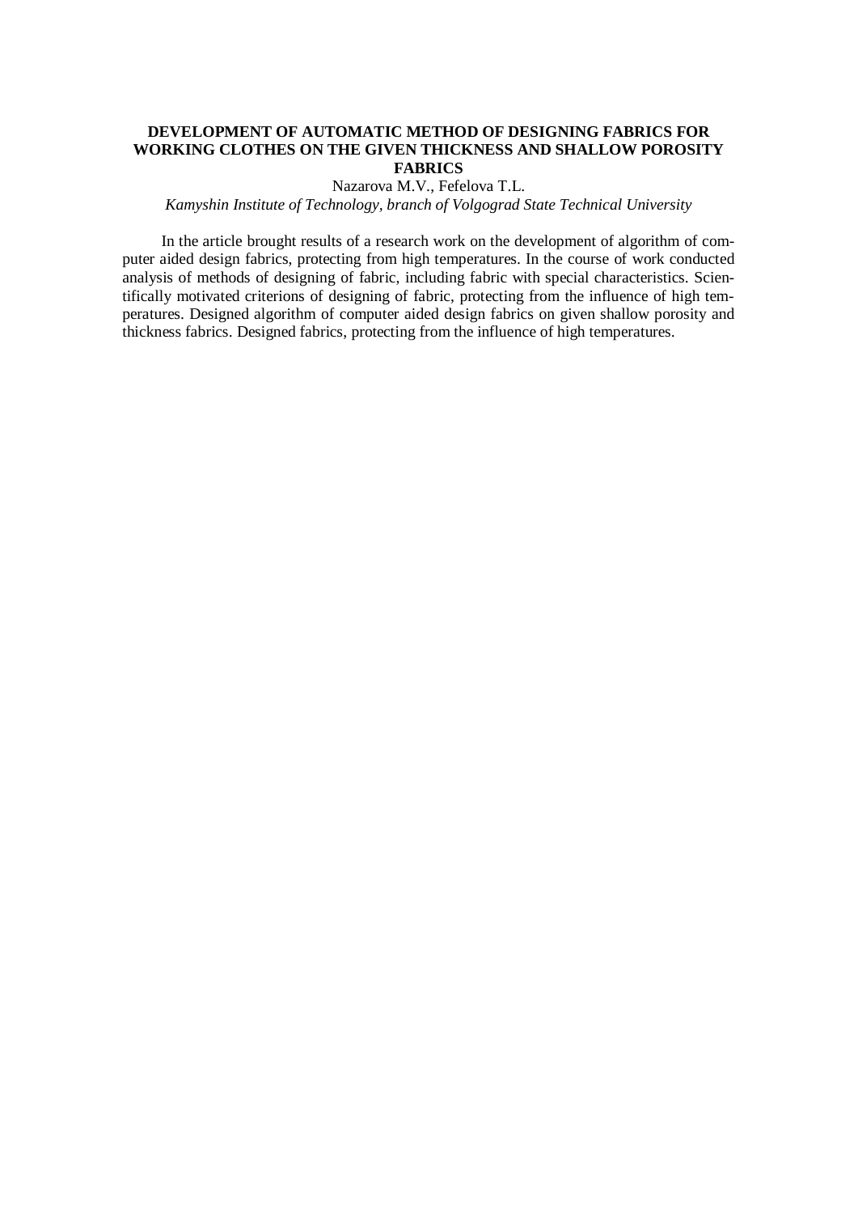**DEVELOPMENT OF AUTOMATIC METHOD OF DESIGNING FABRICS FOR WORKING CLOTHES ON THE GIVEN THICKNESS AND SHALLOW POROSITY FABRICS**

Nazarova M.V., Fefelova T.L.

*Kamyshin Institute of Technology, branch of Volgograd State Technical University*

In the article brought results of a research work on the development of algorithm of computer aided design fabrics, protecting from high temperatures. In the course of work conducted analysis of methods of designing of fabric, including fabric with special characteristics. Scientifically motivated criterions of designing of fabric, protecting from the influence of high temperatures. Designed algorithm of computer aided design fabrics on given shallow porosity and thickness fabrics. Designed fabrics, protecting from the influence of high temperatures.